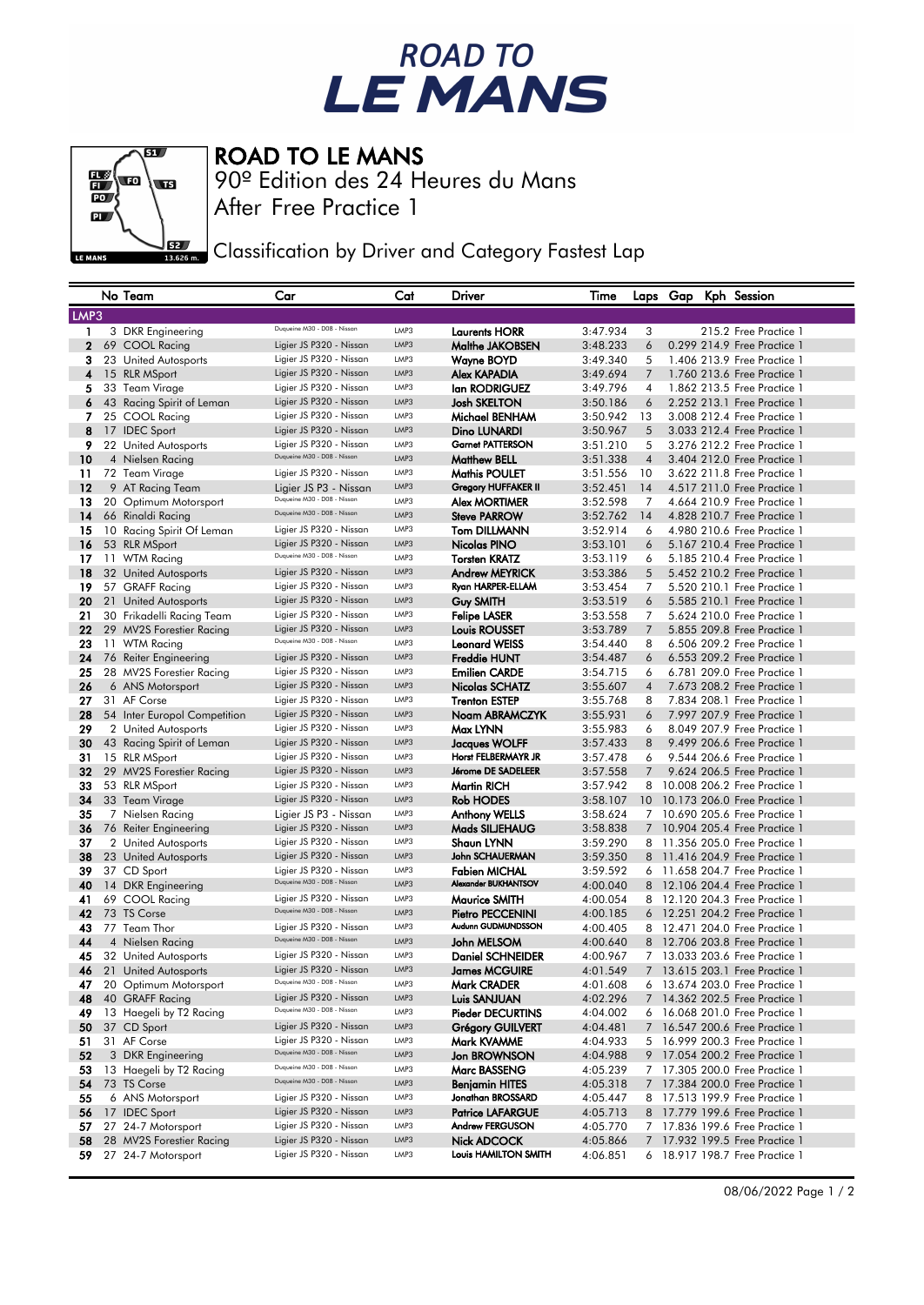# ROAD TO LE MANS

## ROAD TO LE MANS

90º Edition des 24 Heures du Mans

After Free Practice 1

Classification by Driver and Category Fastest Lap

| | No | Team | Car | Cat | Driver | Time | Laps | Gap | Kph | Session |
|---|---|---|---|---|---|---|---|---|---|---|
| **LMP3** | | | | | | | | | | |
| 1 | 3 | DKR Engineering | Duqueine M30 - D08 - Nissan | LMP3 | Laurents HORR | 3:47.934 | 3 | | 215.2 | Free Practice 1 |
| 2 | 69 | COOL Racing | Ligier JS P320 - Nissan | LMP3 | Malthe JAKOBSEN | 3:48.233 | 6 | 0.299 | 214.9 | Free Practice 1 |
| 3 | 23 | United Autosports | Ligier JS P320 - Nissan | LMP3 | Wayne BOYD | 3:49.340 | 5 | 1.406 | 213.9 | Free Practice 1 |
| 4 | 15 | RLR MSport | Ligier JS P320 - Nissan | LMP3 | Alex KAPADIA | 3:49.694 | 7 | 1.760 | 213.6 | Free Practice 1 |
| 5 | 33 | Team Virage | Ligier JS P320 - Nissan | LMP3 | Ian RODRIGUEZ | 3:49.796 | 4 | 1.862 | 213.5 | Free Practice 1 |
| 6 | 43 | Racing Spirit of Leman | Ligier JS P320 - Nissan | LMP3 | Josh SKELTON | 3:50.186 | 6 | 2.252 | 213.1 | Free Practice 1 |
| 7 | 25 | COOL Racing | Ligier JS P320 - Nissan | LMP3 | Michael BENHAM | 3:50.942 | 13 | 3.008 | 212.4 | Free Practice 1 |
| 8 | 17 | IDEC Sport | Ligier JS P320 - Nissan | LMP3 | Dino LUNARDI | 3:50.967 | 5 | 3.033 | 212.4 | Free Practice 1 |
| 9 | 22 | United Autosports | Ligier JS P320 - Nissan | LMP3 | Garnet PATTERSON | 3:51.210 | 5 | 3.276 | 212.2 | Free Practice 1 |
| 10 | 4 | Nielsen Racing | Duqueine M30 - D08 - Nissan | LMP3 | Matthew BELL | 3:51.338 | 4 | 3.404 | 212.0 | Free Practice 1 |
| 11 | 72 | Team Virage | Ligier JS P320 - Nissan | LMP3 | Mathis POULET | 3:51.556 | 10 | 3.622 | 211.8 | Free Practice 1 |
| 12 | 9 | AT Racing Team | Ligier JS P3 - Nissan | LMP3 | Gregory HUFFAKER II | 3:52.451 | 14 | 4.517 | 211.0 | Free Practice 1 |
| 13 | 20 | Optimum Motorsport | Duqueine M30 - D08 - Nissan | LMP3 | Alex MORTIMER | 3:52.598 | 7 | 4.664 | 210.9 | Free Practice 1 |
| 14 | 66 | Rinaldi Racing | Duqueine M30 - D08 - Nissan | LMP3 | Steve PARROW | 3:52.762 | 14 | 4.828 | 210.7 | Free Practice 1 |
| 15 | 10 | Racing Spirit Of Leman | Ligier JS P320 - Nissan | LMP3 | Tom DILLMANN | 3:52.914 | 6 | 4.980 | 210.6 | Free Practice 1 |
| 16 | 53 | RLR MSport | Ligier JS P320 - Nissan | LMP3 | Nicolas PINO | 3:53.101 | 6 | 5.167 | 210.4 | Free Practice 1 |
| 17 | 11 | WTM Racing | Duqueine M30 - D08 - Nissan | LMP3 | Torsten KRATZ | 3:53.119 | 6 | 5.185 | 210.4 | Free Practice 1 |
| 18 | 32 | United Autosports | Ligier JS P320 - Nissan | LMP3 | Andrew MEYRICK | 3:53.386 | 5 | 5.452 | 210.2 | Free Practice 1 |
| 19 | 57 | GRAFF Racing | Ligier JS P320 - Nissan | LMP3 | Ryan HARPER-ELLAM | 3:53.454 | 7 | 5.520 | 210.1 | Free Practice 1 |
| 20 | 21 | United Autosports | Ligier JS P320 - Nissan | LMP3 | Guy SMITH | 3:53.519 | 6 | 5.585 | 210.1 | Free Practice 1 |
| 21 | 30 | Frikadelli Racing Team | Ligier JS P320 - Nissan | LMP3 | Felipe LASER | 3:53.558 | 7 | 5.624 | 210.0 | Free Practice 1 |
| 22 | 29 | MV2S Forestier Racing | Ligier JS P320 - Nissan | LMP3 | Louis ROUSSET | 3:53.789 | 7 | 5.855 | 209.8 | Free Practice 1 |
| 23 | 11 | WTM Racing | Duqueine M30 - D08 - Nissan | LMP3 | Leonard WEISS | 3:54.440 | 8 | 6.506 | 209.2 | Free Practice 1 |
| 24 | 76 | Reiter Engineering | Ligier JS P320 - Nissan | LMP3 | Freddie HUNT | 3:54.487 | 6 | 6.553 | 209.2 | Free Practice 1 |
| 25 | 28 | MV2S Forestier Racing | Ligier JS P320 - Nissan | LMP3 | Emilien CARDE | 3:54.715 | 6 | 6.781 | 209.0 | Free Practice 1 |
| 26 | 6 | ANS Motorsport | Ligier JS P320 - Nissan | LMP3 | Nicolas SCHATZ | 3:55.607 | 4 | 7.673 | 208.2 | Free Practice 1 |
| 27 | 31 | AF Corse | Ligier JS P320 - Nissan | LMP3 | Trenton ESTEP | 3:55.768 | 8 | 7.834 | 208.1 | Free Practice 1 |
| 28 | 54 | Inter Europol Competition | Ligier JS P320 - Nissan | LMP3 | Noam ABRAMCZYK | 3:55.931 | 6 | 7.997 | 207.9 | Free Practice 1 |
| 29 | 2 | United Autosports | Ligier JS P320 - Nissan | LMP3 | Max LYNN | 3:55.983 | 6 | 8.049 | 207.9 | Free Practice 1 |
| 30 | 43 | Racing Spirit of Leman | Ligier JS P320 - Nissan | LMP3 | Jacques WOLFF | 3:57.433 | 8 | 9.499 | 206.6 | Free Practice 1 |
| 31 | 15 | RLR MSport | Ligier JS P320 - Nissan | LMP3 | Horst FELBERMAYR JR | 3:57.478 | 6 | 9.544 | 206.6 | Free Practice 1 |
| 32 | 29 | MV2S Forestier Racing | Ligier JS P320 - Nissan | LMP3 | Jérome DE SADELEER | 3:57.558 | 7 | 9.624 | 206.5 | Free Practice 1 |
| 33 | 53 | RLR MSport | Ligier JS P320 - Nissan | LMP3 | Martin RICH | 3:57.942 | 8 | 10.008 | 206.2 | Free Practice 1 |
| 34 | 33 | Team Virage | Ligier JS P320 - Nissan | LMP3 | Rob HODES | 3:58.107 | 10 | 10.173 | 206.0 | Free Practice 1 |
| 35 | 7 | Nielsen Racing | Ligier JS P3 - Nissan | LMP3 | Anthony WELLS | 3:58.624 | 7 | 10.690 | 205.6 | Free Practice 1 |
| 36 | 76 | Reiter Engineering | Ligier JS P320 - Nissan | LMP3 | Mads SILJEHAUG | 3:58.838 | 7 | 10.904 | 205.4 | Free Practice 1 |
| 37 | 2 | United Autosports | Ligier JS P320 - Nissan | LMP3 | Shaun LYNN | 3:59.290 | 8 | 11.356 | 205.0 | Free Practice 1 |
| 38 | 23 | United Autosports | Ligier JS P320 - Nissan | LMP3 | John SCHAUERMAN | 3:59.350 | 8 | 11.416 | 204.9 | Free Practice 1 |
| 39 | 37 | CD Sport | Ligier JS P320 - Nissan | LMP3 | Fabien MICHAL | 3:59.592 | 6 | 11.658 | 204.7 | Free Practice 1 |
| 40 | 14 | DKR Engineering | Duqueine M30 - D08 - Nissan | LMP3 | Alexander BUKHANTSOV | 4:00.040 | 8 | 12.106 | 204.4 | Free Practice 1 |
| 41 | 69 | COOL Racing | Ligier JS P320 - Nissan | LMP3 | Maurice SMITH | 4:00.054 | 8 | 12.120 | 204.3 | Free Practice 1 |
| 42 | 73 | TS Corse | Duqueine M30 - D08 - Nissan | LMP3 | Pietro PECCENINI | 4:00.185 | 6 | 12.251 | 204.2 | Free Practice 1 |
| 43 | 77 | Team Thor | Ligier JS P320 - Nissan | LMP3 | Audunn GUDMUNDSSON | 4:00.405 | 8 | 12.471 | 204.0 | Free Practice 1 |
| 44 | 4 | Nielsen Racing | Duqueine M30 - D08 - Nissan | LMP3 | John MELSOM | 4:00.640 | 8 | 12.706 | 203.8 | Free Practice 1 |
| 45 | 32 | United Autosports | Ligier JS P320 - Nissan | LMP3 | Daniel SCHNEIDER | 4:00.967 | 7 | 13.033 | 203.6 | Free Practice 1 |
| 46 | 21 | United Autosports | Ligier JS P320 - Nissan | LMP3 | James MCGUIRE | 4:01.549 | 7 | 13.615 | 203.1 | Free Practice 1 |
| 47 | 20 | Optimum Motorsport | Duqueine M30 - D08 - Nissan | LMP3 | Mark CRADER | 4:01.608 | 6 | 13.674 | 203.0 | Free Practice 1 |
| 48 | 40 | GRAFF Racing | Ligier JS P320 - Nissan | LMP3 | Luis SANJUAN | 4:02.296 | 7 | 14.362 | 202.5 | Free Practice 1 |
| 49 | 13 | Haegeli by T2 Racing | Duqueine M30 - D08 - Nissan | LMP3 | Pieder DECURTINS | 4:04.002 | 6 | 16.068 | 201.0 | Free Practice 1 |
| 50 | 37 | CD Sport | Ligier JS P320 - Nissan | LMP3 | Grégory GUILVERT | 4:04.481 | 7 | 16.547 | 200.6 | Free Practice 1 |
| 51 | 31 | AF Corse | Ligier JS P320 - Nissan | LMP3 | Mark KVAMME | 4:04.933 | 5 | 16.999 | 200.3 | Free Practice 1 |
| 52 | 3 | DKR Engineering | Duqueine M30 - D08 - Nissan | LMP3 | Jon BROWNSON | 4:04.988 | 9 | 17.054 | 200.2 | Free Practice 1 |
| 53 | 13 | Haegeli by T2 Racing | Duqueine M30 - D08 - Nissan | LMP3 | Marc BASSENG | 4:05.239 | 7 | 17.305 | 200.0 | Free Practice 1 |
| 54 | 73 | TS Corse | Duqueine M30 - D08 - Nissan | LMP3 | Benjamin HITES | 4:05.318 | 7 | 17.384 | 200.0 | Free Practice 1 |
| 55 | 6 | ANS Motorsport | Ligier JS P320 - Nissan | LMP3 | Jonathan BROSSARD | 4:05.447 | 8 | 17.513 | 199.9 | Free Practice 1 |
| 56 | 17 | IDEC Sport | Ligier JS P320 - Nissan | LMP3 | Patrice LAFARGUE | 4:05.713 | 8 | 17.779 | 199.6 | Free Practice 1 |
| 57 | 27 | 24-7 Motorsport | Ligier JS P320 - Nissan | LMP3 | Andrew FERGUSON | 4:05.770 | 7 | 17.836 | 199.6 | Free Practice 1 |
| 58 | 28 | MV2S Forestier Racing | Ligier JS P320 - Nissan | LMP3 | Nick ADCOCK | 4:05.866 | 7 | 17.932 | 199.5 | Free Practice 1 |
| 59 | 27 | 24-7 Motorsport | Ligier JS P320 - Nissan | LMP3 | Louis HAMILTON SMITH | 4:06.851 | 6 | 18.917 | 198.7 | Free Practice 1 |

08/06/2022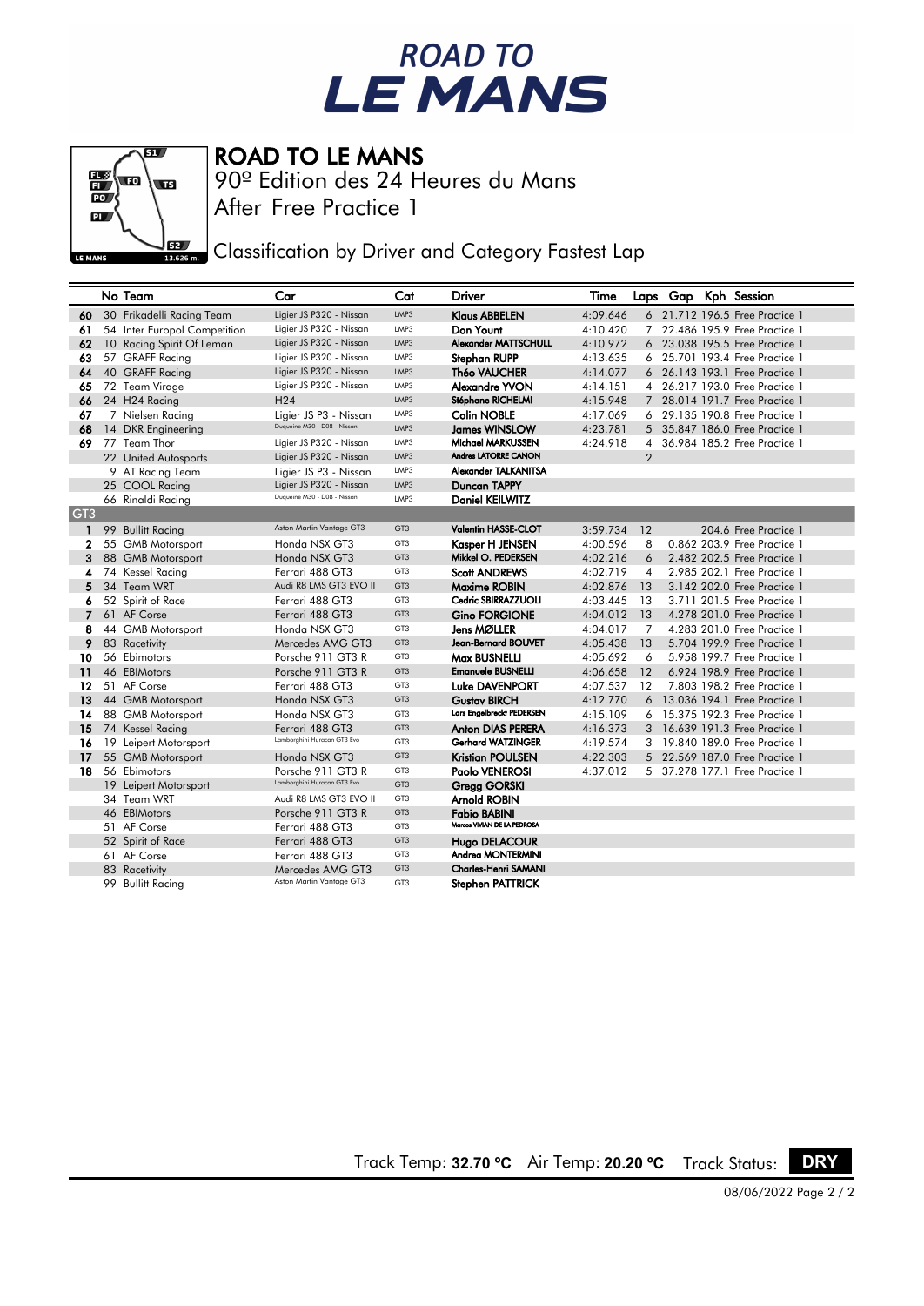# ROAD TO LE MANS

## ROAD TO LE MANS

90º Edition des 24 Heures du Mans

After Free Practice 1

Classification by Driver and Category Fastest Lap

| | No | Team | Car | Cat | Driver | Time | Laps | Gap | Kph | Session |
|---|---|---|---|---|---|---|---|---|---|---|
| 60 | 30 | Frikadelli Racing Team | Ligier JS P320 - Nissan | LMP3 | Klaus ABBELEN | 4:09.646 | 6 | 21.712 | 196.5 | Free Practice 1 |
| 61 | 54 | Inter Europol Competition | Ligier JS P320 - Nissan | LMP3 | Don Yount | 4:10.420 | 7 | 22.486 | 195.9 | Free Practice 1 |
| 62 | 10 | Racing Spirit Of Leman | Ligier JS P320 - Nissan | LMP3 | Alexander MATTSCHULL | 4:10.972 | 6 | 23.038 | 195.5 | Free Practice 1 |
| 63 | 57 | GRAFF Racing | Ligier JS P320 - Nissan | LMP3 | Stephan RUPP | 4:13.635 | 6 | 25.701 | 193.4 | Free Practice 1 |
| 64 | 40 | GRAFF Racing | Ligier JS P320 - Nissan | LMP3 | Théo VAUCHER | 4:14.077 | 6 | 26.143 | 193.1 | Free Practice 1 |
| 65 | 72 | Team Virage | Ligier JS P320 - Nissan | LMP3 | Alexandre YVON | 4:14.151 | 4 | 26.217 | 193.0 | Free Practice 1 |
| 66 | 24 | H24 Racing | H24 | LMP3 | Stéphane RICHELMI | 4:15.948 | 7 | 28.014 | 191.7 | Free Practice 1 |
| 67 | 7 | Nielsen Racing | Ligier JS P3 - Nissan | LMP3 | Colin NOBLE | 4:17.069 | 6 | 29.135 | 190.8 | Free Practice 1 |
| 68 | 14 | DKR Engineering | Duqueine M30 - D08 - Nissan | LMP3 | James WINSLOW | 4:23.781 | 5 | 35.847 | 186.0 | Free Practice 1 |
| 69 | 77 | Team Thor | Ligier JS P320 - Nissan | LMP3 | Michael MARKUSSEN | 4:24.918 | 4 | 36.984 | 185.2 | Free Practice 1 |
| | 22 | United Autosports | Ligier JS P320 - Nissan | LMP3 | Andres LATORRE CANON | | 2 | | | |
| | 9 | AT Racing Team | Ligier JS P3 - Nissan | LMP3 | Alexander TALKANITSA | | | | | |
| | 25 | COOL Racing | Ligier JS P320 - Nissan | LMP3 | Duncan TAPPY | | | | | |
| | 66 | Rinaldi Racing | Duqueine M30 - D08 - Nissan | LMP3 | Daniel KEILWITZ | | | | | |
| GT3 | | | | | | | | | | |
| 1 | 99 | Bullitt Racing | Aston Martin Vantage GT3 | GT3 | Valentin HASSE-CLOT | 3:59.734 | 12 | | 204.6 | Free Practice 1 |
| 2 | 55 | GMB Motorsport | Honda NSX GT3 | GT3 | Kasper H JENSEN | 4:00.596 | 8 | 0.862 | 203.9 | Free Practice 1 |
| 3 | 88 | GMB Motorsport | Honda NSX GT3 | GT3 | Mikkel O. PEDERSEN | 4:02.216 | 6 | 2.482 | 202.5 | Free Practice 1 |
| 4 | 74 | Kessel Racing | Ferrari 488 GT3 | GT3 | Scott ANDREWS | 4:02.719 | 4 | 2.985 | 202.1 | Free Practice 1 |
| 5 | 34 | Team WRT | Audi R8 LMS GT3 EVO II | GT3 | Maxime ROBIN | 4:02.876 | 13 | 3.142 | 202.0 | Free Practice 1 |
| 6 | 52 | Spirit of Race | Ferrari 488 GT3 | GT3 | Cedric SBIRRAZZUOLI | 4:03.445 | 13 | 3.711 | 201.5 | Free Practice 1 |
| 7 | 61 | AF Corse | Ferrari 488 GT3 | GT3 | Gino FORGIONE | 4:04.012 | 13 | 4.278 | 201.0 | Free Practice 1 |
| 8 | 44 | GMB Motorsport | Honda NSX GT3 | GT3 | Jens MØLLER | 4:04.017 | 7 | 4.283 | 201.0 | Free Practice 1 |
| 9 | 83 | Racetivity | Mercedes AMG GT3 | GT3 | Jean-Bernard BOUVET | 4:05.438 | 13 | 5.704 | 199.9 | Free Practice 1 |
| 10 | 56 | Ebimotors | Porsche 911 GT3 R | GT3 | Max BUSNELLI | 4:05.692 | 6 | 5.958 | 199.7 | Free Practice 1 |
| 11 | 46 | EBIMotors | Porsche 911 GT3 R | GT3 | Emanuele BUSNELLI | 4:06.658 | 12 | 6.924 | 198.9 | Free Practice 1 |
| 12 | 51 | AF Corse | Ferrari 488 GT3 | GT3 | Luke DAVENPORT | 4:07.537 | 12 | 7.803 | 198.2 | Free Practice 1 |
| 13 | 44 | GMB Motorsport | Honda NSX GT3 | GT3 | Gustav BIRCH | 4:12.770 | 6 | 13.036 | 194.1 | Free Practice 1 |
| 14 | 88 | GMB Motorsport | Honda NSX GT3 | GT3 | Lars Engelbreckt PEDERSEN | 4:15.109 | 6 | 15.375 | 192.3 | Free Practice 1 |
| 15 | 74 | Kessel Racing | Ferrari 488 GT3 | GT3 | Anton DIAS PERERA | 4:16.373 | 3 | 16.639 | 191.3 | Free Practice 1 |
| 16 | 19 | Leipert Motorsport | Lamborghini Huracan GT3 Evo | GT3 | Gerhard WATZINGER | 4:19.574 | 3 | 19.840 | 189.0 | Free Practice 1 |
| 17 | 55 | GMB Motorsport | Honda NSX GT3 | GT3 | Kristian POULSEN | 4:22.303 | 5 | 22.569 | 187.0 | Free Practice 1 |
| 18 | 56 | Ebimotors | Porsche 911 GT3 R | GT3 | Paolo VENEROSI | 4:37.012 | 5 | 37.278 | 177.1 | Free Practice 1 |
| | 19 | Leipert Motorsport | Lamborghini Huracan GT3 Evo | GT3 | Gregg GORSKI | | | | | |
| | 34 | Team WRT | Audi R8 LMS GT3 EVO II | GT3 | Arnold ROBIN | | | | | |
| | 46 | EBIMotors | Porsche 911 GT3 R | GT3 | Fabio BABINI | | | | | |
| | 51 | AF Corse | Ferrari 488 GT3 | GT3 | Marcos VIVIAN DE LA PEDROSA | | | | | |
| | 52 | Spirit of Race | Ferrari 488 GT3 | GT3 | Hugo DELACOUR | | | | | |
| | 61 | AF Corse | Ferrari 488 GT3 | GT3 | Andrea MONTERMINI | | | | | |
| | 83 | Racetivity | Mercedes AMG GT3 | GT3 | Charles-Henri SAMANI | | | | | |
| | 99 | Bullitt Racing | Aston Martin Vantage GT3 | GT3 | Stephen PATTRICK | | | | | |

Track Temp: **32.70 ºC** Air Temp: **20.20 ºC** Track Status: **DRY**

08/06/2022